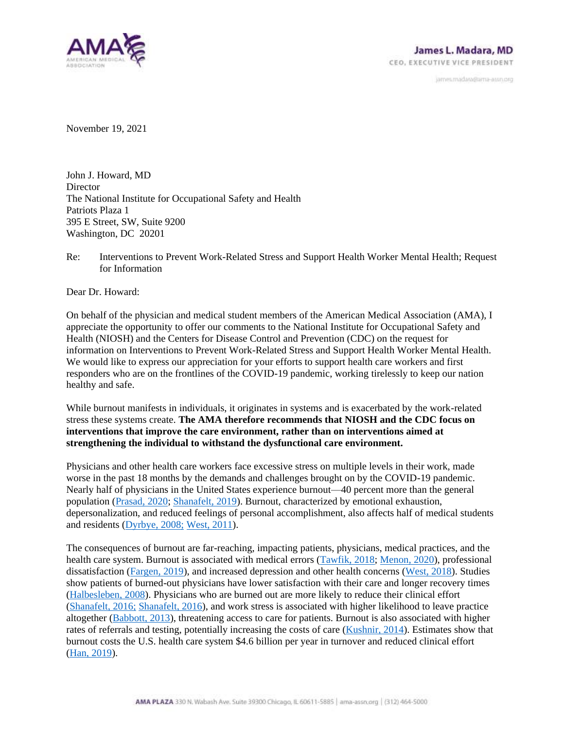James L. Madara, MD
CEO, EXECUTIVE VICE PRESIDENT

james.madara@ama-assn.org

November 19, 2021

John J. Howard, MD
Director
The National Institute for Occupational Safety and Health
Patriots Plaza 1
395 E Street, SW, Suite 9200
Washington, DC 20201

Re: Interventions to Prevent Work-Related Stress and Support Health Worker Mental Health; Request for Information

Dear Dr. Howard:

On behalf of the physician and medical student members of the American Medical Association (AMA), I appreciate the opportunity to offer our comments to the National Institute for Occupational Safety and Health (NIOSH) and the Centers for Disease Control and Prevention (CDC) on the request for information on Interventions to Prevent Work-Related Stress and Support Health Worker Mental Health. We would like to express our appreciation for your efforts to support health care workers and first responders who are on the frontlines of the COVID-19 pandemic, working tirelessly to keep our nation healthy and safe.

While burnout manifests in individuals, it originates in systems and is exacerbated by the work-related stress these systems create. **The AMA therefore recommends that NIOSH and the CDC focus on interventions that improve the care environment, rather than on interventions aimed at strengthening the individual to withstand the dysfunctional care environment.**

Physicians and other health care workers face excessive stress on multiple levels in their work, made worse in the past 18 months by the demands and challenges brought on by the COVID-19 pandemic. Nearly half of physicians in the United States experience burnout—40 percent more than the general population (Prasad, 2020; Shanafelt, 2019). Burnout, characterized by emotional exhaustion, depersonalization, and reduced feelings of personal accomplishment, also affects half of medical students and residents (Dyrbye, 2008; West, 2011).

The consequences of burnout are far-reaching, impacting patients, physicians, medical practices, and the health care system. Burnout is associated with medical errors (Tawfik, 2018; Menon, 2020), professional dissatisfaction (Fargen, 2019), and increased depression and other health concerns (West, 2018). Studies show patients of burned-out physicians have lower satisfaction with their care and longer recovery times (Halbesleben, 2008). Physicians who are burned out are more likely to reduce their clinical effort (Shanafelt, 2016; Shanafelt, 2016), and work stress is associated with higher likelihood to leave practice altogether (Babbott, 2013), threatening access to care for patients. Burnout is also associated with higher rates of referrals and testing, potentially increasing the costs of care (Kushnir, 2014). Estimates show that burnout costs the U.S. health care system $4.6 billion per year in turnover and reduced clinical effort (Han, 2019).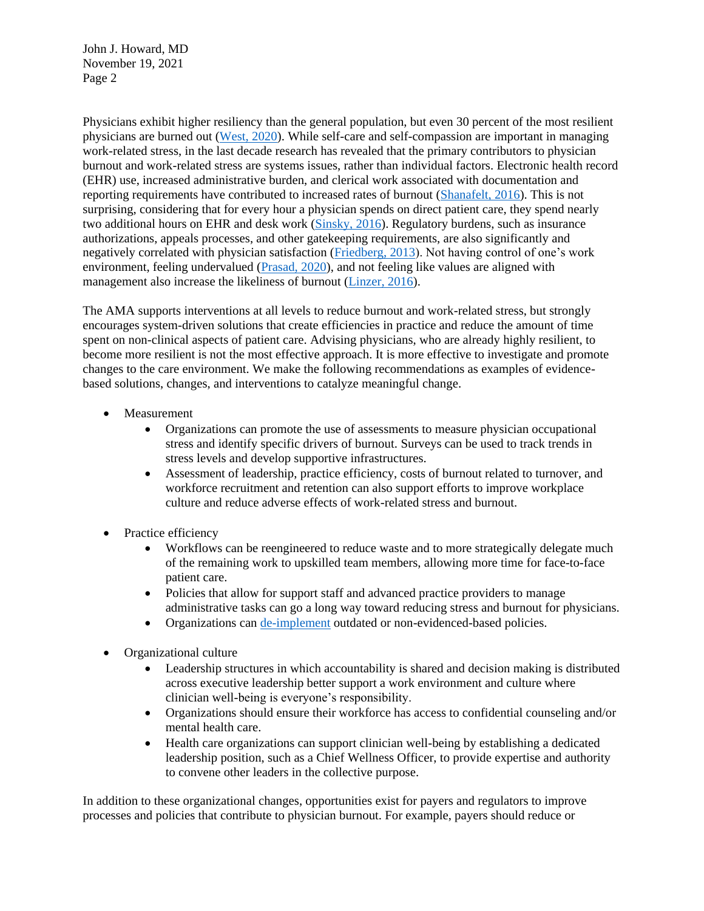Physicians exhibit higher resiliency than the general population, but even 30 percent of the most resilient physicians are burned out (West, 2020). While self-care and self-compassion are important in managing work-related stress, in the last decade research has revealed that the primary contributors to physician burnout and work-related stress are systems issues, rather than individual factors. Electronic health record (EHR) use, increased administrative burden, and clerical work associated with documentation and reporting requirements have contributed to increased rates of burnout (Shanafelt, 2016). This is not surprising, considering that for every hour a physician spends on direct patient care, they spend nearly two additional hours on EHR and desk work (Sinsky, 2016). Regulatory burdens, such as insurance authorizations, appeals processes, and other gatekeeping requirements, are also significantly and negatively correlated with physician satisfaction (Friedberg, 2013). Not having control of one's work environment, feeling undervalued (Prasad, 2020), and not feeling like values are aligned with management also increase the likeliness of burnout (Linzer, 2016).

The AMA supports interventions at all levels to reduce burnout and work-related stress, but strongly encourages system-driven solutions that create efficiencies in practice and reduce the amount of time spent on non-clinical aspects of patient care. Advising physicians, who are already highly resilient, to become more resilient is not the most effective approach. It is more effective to investigate and promote changes to the care environment. We make the following recommendations as examples of evidence-based solutions, changes, and interventions to catalyze meaningful change.

- Measurement
  - Organizations can promote the use of assessments to measure physician occupational stress and identify specific drivers of burnout. Surveys can be used to track trends in stress levels and develop supportive infrastructures.
  - Assessment of leadership, practice efficiency, costs of burnout related to turnover, and workforce recruitment and retention can also support efforts to improve workplace culture and reduce adverse effects of work-related stress and burnout.

- Practice efficiency
  - Workflows can be reengineered to reduce waste and to more strategically delegate much of the remaining work to upskilled team members, allowing more time for face-to-face patient care.
  - Policies that allow for support staff and advanced practice providers to manage administrative tasks can go a long way toward reducing stress and burnout for physicians.
  - Organizations can de-implement outdated or non-evidenced-based policies.

- Organizational culture
  - Leadership structures in which accountability is shared and decision making is distributed across executive leadership better support a work environment and culture where clinician well-being is everyone's responsibility.
  - Organizations should ensure their workforce has access to confidential counseling and/or mental health care.
  - Health care organizations can support clinician well-being by establishing a dedicated leadership position, such as a Chief Wellness Officer, to provide expertise and authority to convene other leaders in the collective purpose.

In addition to these organizational changes, opportunities exist for payers and regulators to improve processes and policies that contribute to physician burnout. For example, payers should reduce or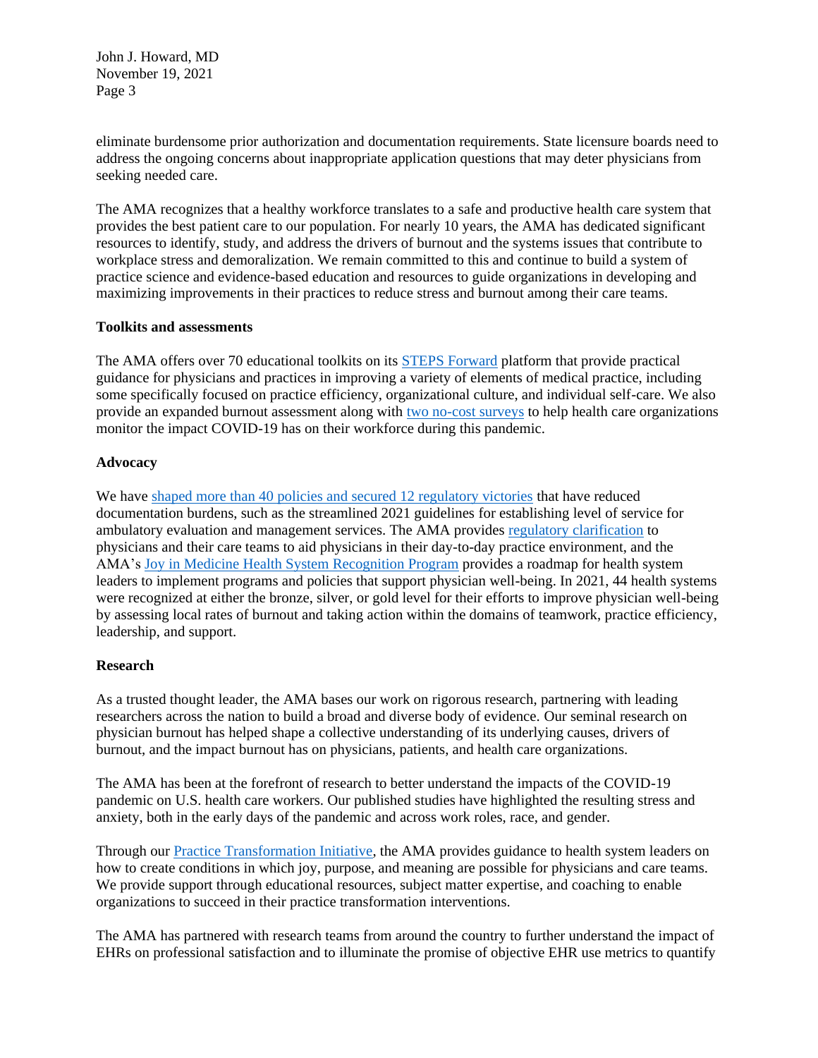eliminate burdensome prior authorization and documentation requirements. State licensure boards need to address the ongoing concerns about inappropriate application questions that may deter physicians from seeking needed care.

The AMA recognizes that a healthy workforce translates to a safe and productive health care system that provides the best patient care to our population. For nearly 10 years, the AMA has dedicated significant resources to identify, study, and address the drivers of burnout and the systems issues that contribute to workplace stress and demoralization. We remain committed to this and continue to build a system of practice science and evidence-based education and resources to guide organizations in developing and maximizing improvements in their practices to reduce stress and burnout among their care teams.

**Toolkits and assessments**

The AMA offers over 70 educational toolkits on its STEPS Forward platform that provide practical guidance for physicians and practices in improving a variety of elements of medical practice, including some specifically focused on practice efficiency, organizational culture, and individual self-care. We also provide an expanded burnout assessment along with two no-cost surveys to help health care organizations monitor the impact COVID-19 has on their workforce during this pandemic.

**Advocacy**

We have shaped more than 40 policies and secured 12 regulatory victories that have reduced documentation burdens, such as the streamlined 2021 guidelines for establishing level of service for ambulatory evaluation and management services. The AMA provides regulatory clarification to physicians and their care teams to aid physicians in their day-to-day practice environment, and the AMA's Joy in Medicine Health System Recognition Program provides a roadmap for health system leaders to implement programs and policies that support physician well-being. In 2021, 44 health systems were recognized at either the bronze, silver, or gold level for their efforts to improve physician well-being by assessing local rates of burnout and taking action within the domains of teamwork, practice efficiency, leadership, and support.

**Research**

As a trusted thought leader, the AMA bases our work on rigorous research, partnering with leading researchers across the nation to build a broad and diverse body of evidence. Our seminal research on physician burnout has helped shape a collective understanding of its underlying causes, drivers of burnout, and the impact burnout has on physicians, patients, and health care organizations.

The AMA has been at the forefront of research to better understand the impacts of the COVID-19 pandemic on U.S. health care workers. Our published studies have highlighted the resulting stress and anxiety, both in the early days of the pandemic and across work roles, race, and gender.

Through our Practice Transformation Initiative, the AMA provides guidance to health system leaders on how to create conditions in which joy, purpose, and meaning are possible for physicians and care teams. We provide support through educational resources, subject matter expertise, and coaching to enable organizations to succeed in their practice transformation interventions.

The AMA has partnered with research teams from around the country to further understand the impact of EHRs on professional satisfaction and to illuminate the promise of objective EHR use metrics to quantify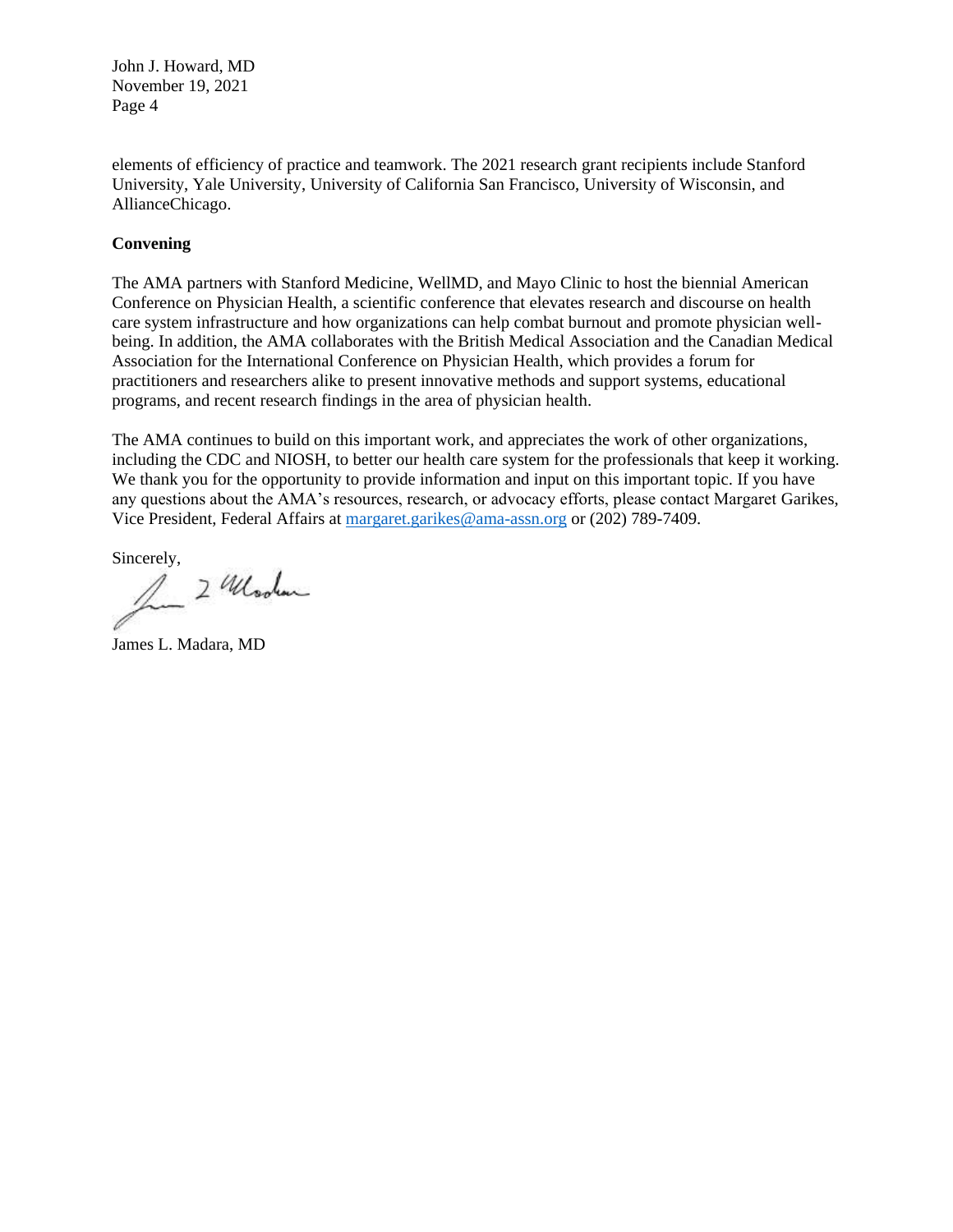elements of efficiency of practice and teamwork. The 2021 research grant recipients include Stanford University, Yale University, University of California San Francisco, University of Wisconsin, and AllianceChicago.

**Convening**

The AMA partners with Stanford Medicine, WellMD, and Mayo Clinic to host the biennial American Conference on Physician Health, a scientific conference that elevates research and discourse on health care system infrastructure and how organizations can help combat burnout and promote physician well-being. In addition, the AMA collaborates with the British Medical Association and the Canadian Medical Association for the International Conference on Physician Health, which provides a forum for practitioners and researchers alike to present innovative methods and support systems, educational programs, and recent research findings in the area of physician health.

The AMA continues to build on this important work, and appreciates the work of other organizations, including the CDC and NIOSH, to better our health care system for the professionals that keep it working. We thank you for the opportunity to provide information and input on this important topic. If you have any questions about the AMA's resources, research, or advocacy efforts, please contact Margaret Garikes, Vice President, Federal Affairs at margaret.garikes@ama-assn.org or (202) 789-7409.

Sincerely,

James L. Madara, MD